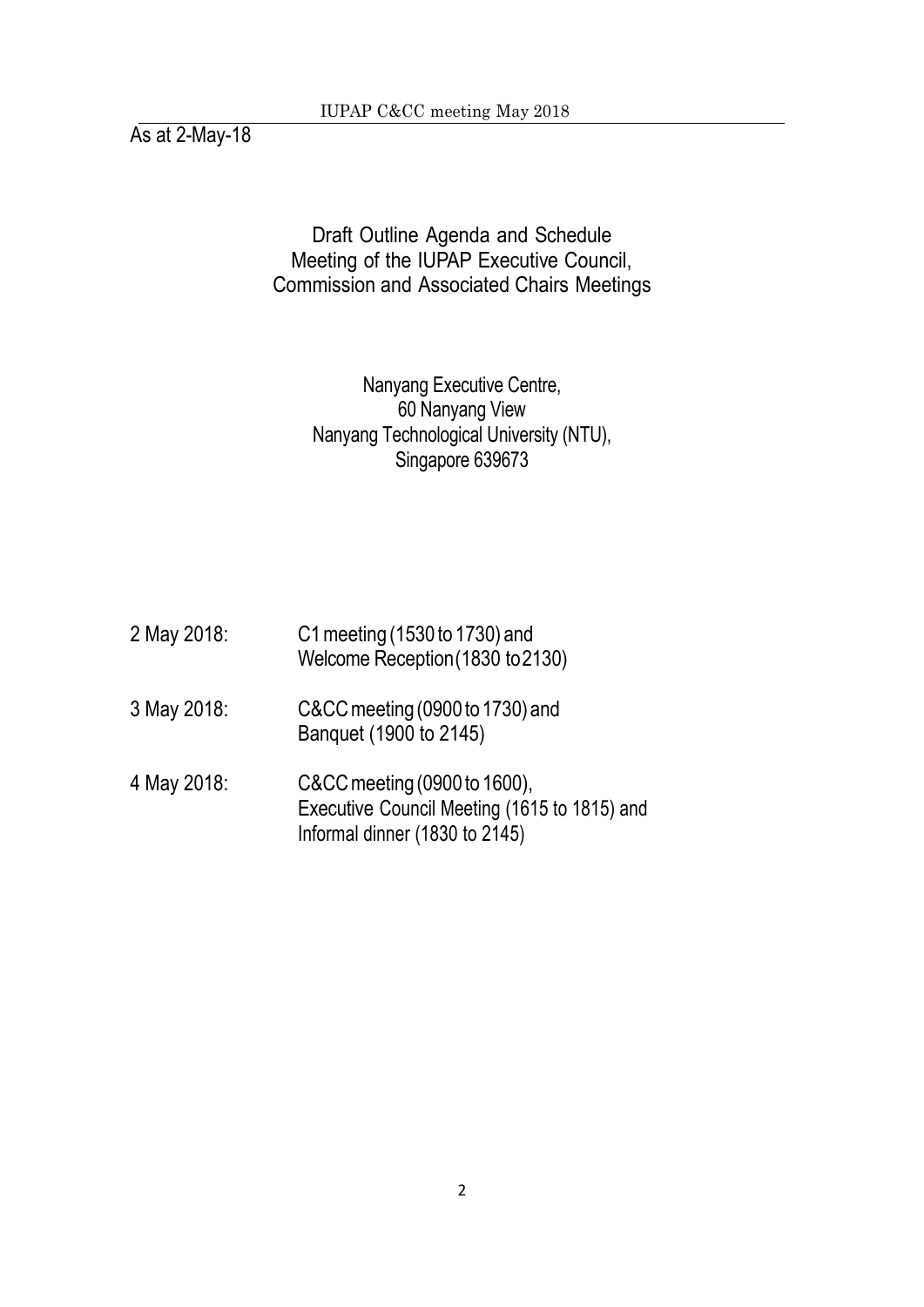As at 2-May-18

# Draft Outline Agenda and Schedule
## Meeting of the IUPAP Executive Council, Commission and Associated Chairs Meetings

Nanyang Executive Centre,
60 Nanyang View
Nanyang Technological University (NTU),
Singapore 639673

| | |
|---|---|
| 2 May 2018: | C1 meeting (1530 to 1730) and<br>Welcome Reception (1830 to 2130) |
| 3 May 2018: | C&CC meeting (0900 to 1730) and<br>Banquet (1900 to 2145) |
| 4 May 2018: | C&CC meeting (0900 to 1600),<br>Executive Council Meeting (1615 to 1815) and<br>Informal dinner (1830 to 2145) |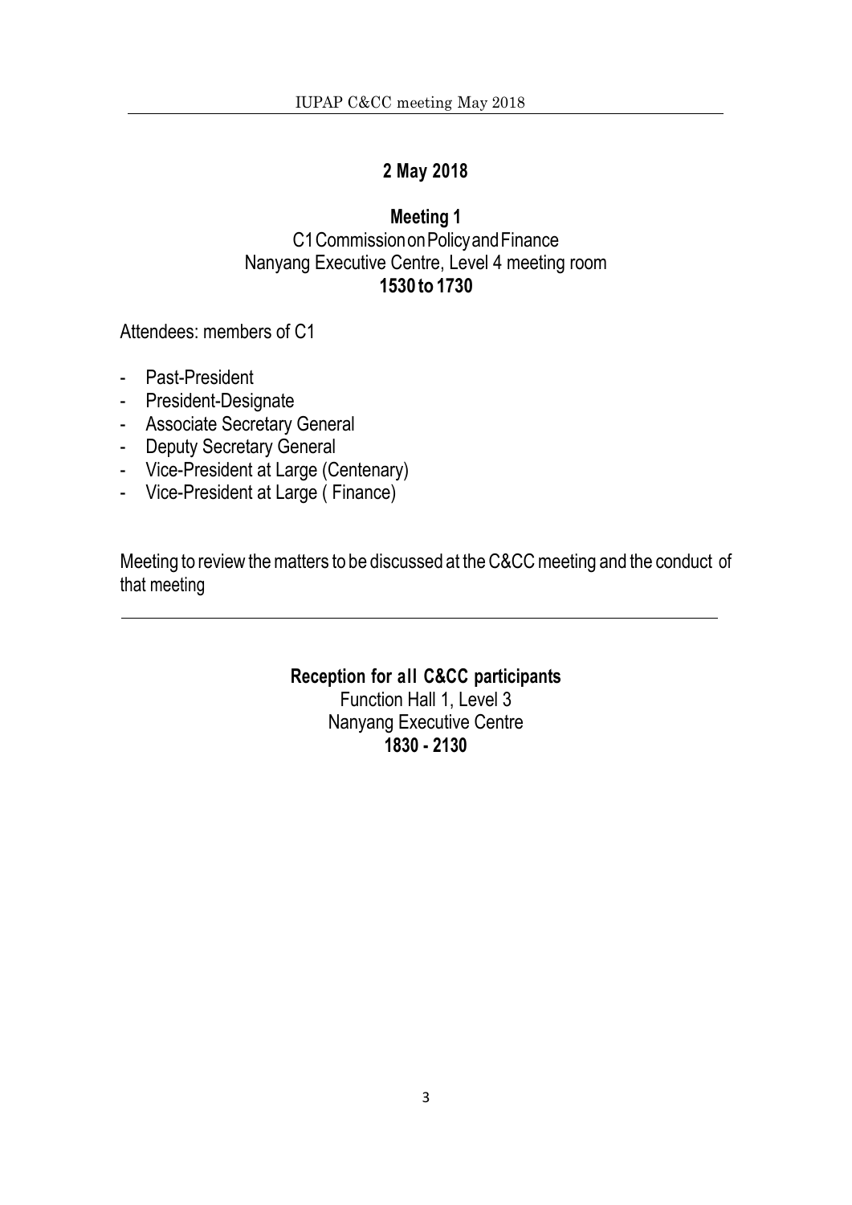## 2 May 2018

### Meeting 1

C1 Commission on Policy and Finance
Nanyang Executive Centre, Level 4 meeting room
**1530 to 1730**

Attendees: members of C1

- Past-President
- President-Designate
- Associate Secretary General
- Deputy Secretary General
- Vice-President at Large (Centenary)
- Vice-President at Large ( Finance)

Meeting to review the matters to be discussed at the C&CC meeting and the conduct of that meeting

---

**Reception for all C&CC participants**
Function Hall 1, Level 3
Nanyang Executive Centre
**1830 - 2130**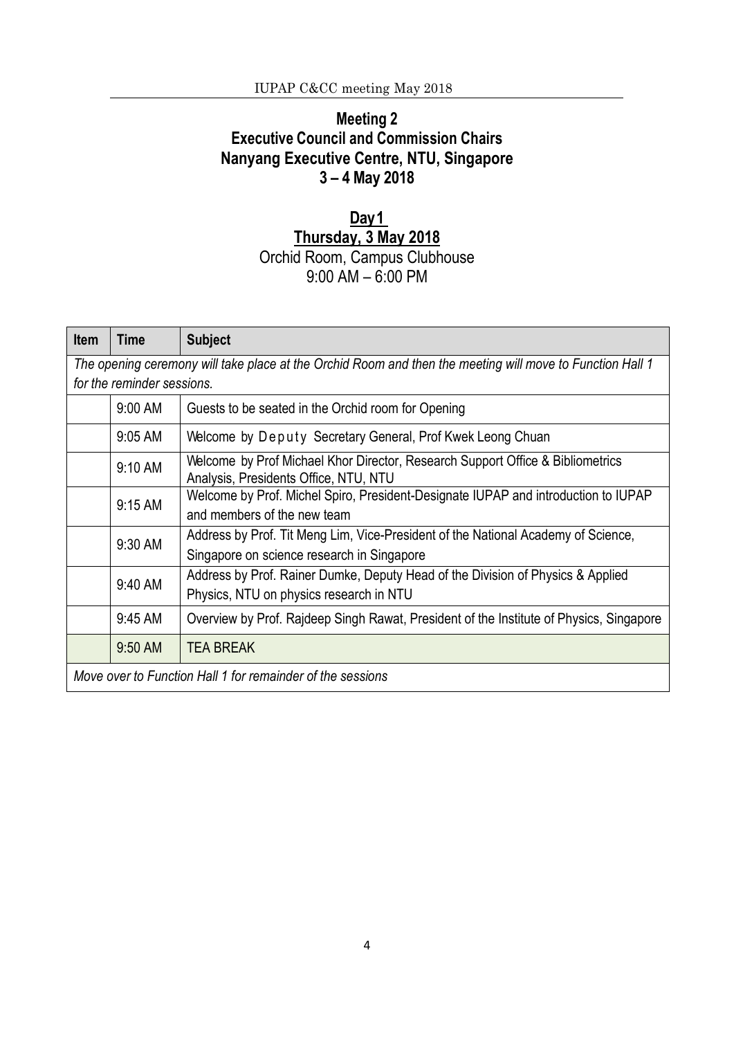## Meeting 2
## Executive Council and Commission Chairs
## Nanyang Executive Centre, NTU, Singapore
## 3 – 4 May 2018

### Day 1
### Thursday, 3 May 2018

Orchid Room, Campus Clubhouse
9:00 AM – 6:00 PM

| Item | Time | Subject |
|---|---|---|
| *The opening ceremony will take place at the Orchid Room and then the meeting will move to Function Hall 1 for the reminder sessions.* | | |
| | 9:00 AM | Guests to be seated in the Orchid room for Opening |
| | 9:05 AM | Welcome by Deputy Secretary General, Prof Kwek Leong Chuan |
| | 9:10 AM | Welcome by Prof Michael Khor Director, Research Support Office & Bibliometrics Analysis, Presidents Office, NTU, NTU |
| | 9:15 AM | Welcome by Prof. Michel Spiro, President-Designate IUPAP and introduction to IUPAP and members of the new team |
| | 9:30 AM | Address by Prof. Tit Meng Lim, Vice-President of the National Academy of Science, Singapore on science research in Singapore |
| | 9:40 AM | Address by Prof. Rainer Dumke, Deputy Head of the Division of Physics & Applied Physics, NTU on physics research in NTU |
| | 9:45 AM | Overview by Prof. Rajdeep Singh Rawat, President of the Institute of Physics, Singapore |
| | 9:50 AM | TEA BREAK |
| *Move over to Function Hall 1 for remainder of the sessions* | | |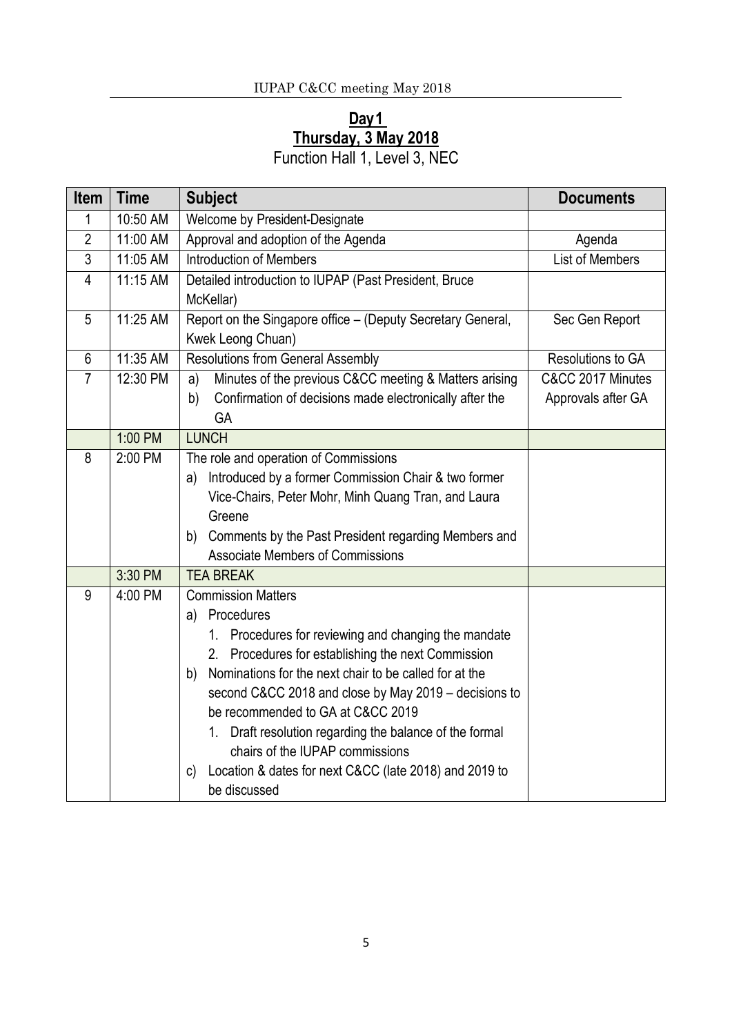## Day 1
## Thursday, 3 May 2018
Function Hall 1, Level 3, NEC

| Item | Time | Subject | Documents |
|---|---|---|---|
| 1 | 10:50 AM | Welcome by President-Designate | |
| 2 | 11:00 AM | Approval and adoption of the Agenda | Agenda |
| 3 | 11:05 AM | Introduction of Members | List of Members |
| 4 | 11:15 AM | Detailed introduction to IUPAP (Past President, Bruce McKellar) | |
| 5 | 11:25 AM | Report on the Singapore office – (Deputy Secretary General, Kwek Leong Chuan) | Sec Gen Report |
| 6 | 11:35 AM | Resolutions from General Assembly | Resolutions to GA |
| 7 | 12:30 PM | a) Minutes of the previous C&CC meeting & Matters arising<br>b) Confirmation of decisions made electronically after the GA | C&CC 2017 Minutes<br>Approvals after GA |
| | 1:00 PM | LUNCH | |
| 8 | 2:00 PM | The role and operation of Commissions<br>a) Introduced by a former Commission Chair & two former Vice-Chairs, Peter Mohr, Minh Quang Tran, and Laura Greene<br>b) Comments by the Past President regarding Members and Associate Members of Commissions | |
| | 3:30 PM | TEA BREAK | |
| 9 | 4:00 PM | Commission Matters<br>a) Procedures<br>1. Procedures for reviewing and changing the mandate<br>2. Procedures for establishing the next Commission<br>b) Nominations for the next chair to be called for at the second C&CC 2018 and close by May 2019 – decisions to be recommended to GA at C&CC 2019<br>1. Draft resolution regarding the balance of the formal chairs of the IUPAP commissions<br>c) Location & dates for next C&CC (late 2018) and 2019 to be discussed | |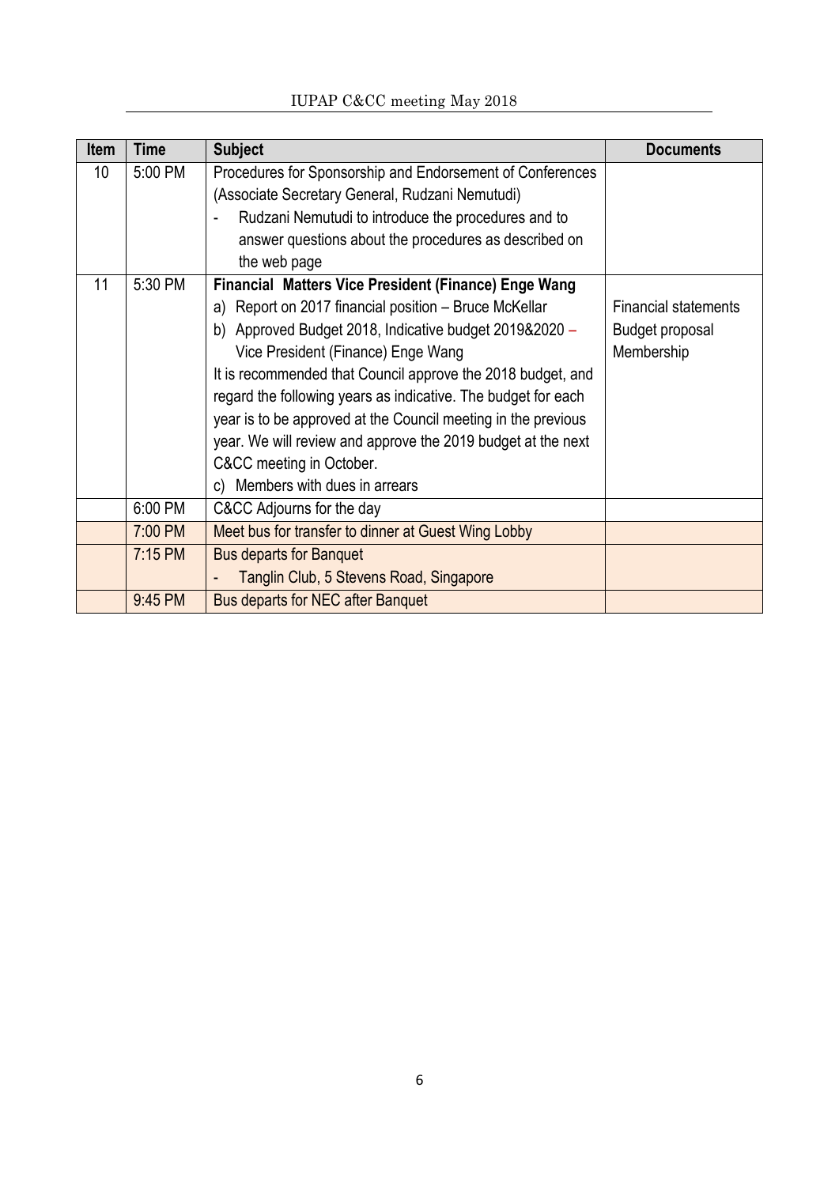| Item | Time | Subject | Documents |
|---|---|---|---|
| 10 | 5:00 PM | Procedures for Sponsorship and Endorsement of Conferences (Associate Secretary General, Rudzani Nemutudi)<br>- Rudzani Nemutudi to introduce the procedures and to answer questions about the procedures as described on the web page | |
| 11 | 5:30 PM | **Financial Matters Vice President (Finance) Enge Wang**<br>a) Report on 2017 financial position – Bruce McKellar<br>b) Approved Budget 2018, Indicative budget 2019&2020 – Vice President (Finance) Enge Wang<br>It is recommended that Council approve the 2018 budget, and regard the following years as indicative. The budget for each year is to be approved at the Council meeting in the previous year. We will review and approve the 2019 budget at the next C&CC meeting in October.<br>c) Members with dues in arrears | Financial statements<br>Budget proposal<br>Membership |
| | 6:00 PM | C&CC Adjourns for the day | |
| | 7:00 PM | Meet bus for transfer to dinner at Guest Wing Lobby | |
| | 7:15 PM | Bus departs for Banquet<br>- Tanglin Club, 5 Stevens Road, Singapore | |
| | 9:45 PM | Bus departs for NEC after Banquet | |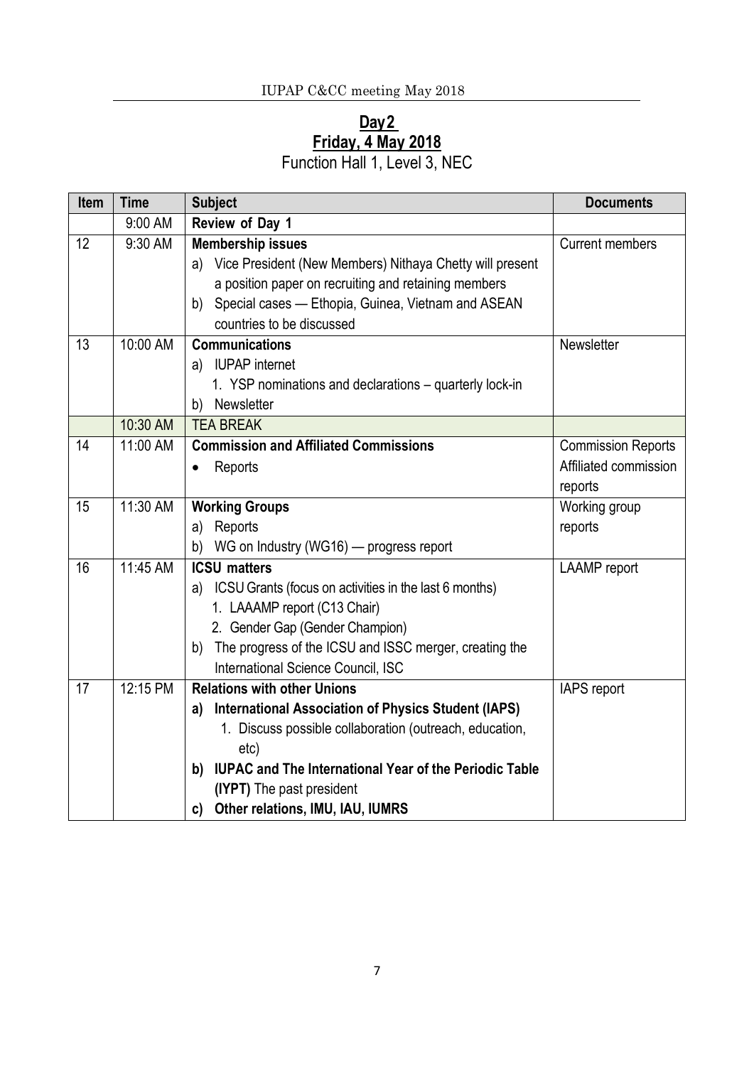## Day 2

## Friday, 4 May 2018

Function Hall 1, Level 3, NEC

| Item | Time | Subject | Documents |
|---|---|---|---|
| | 9:00 AM | **Review of Day 1** | |
| 12 | 9:30 AM | **Membership issues**<br>a) Vice President (New Members) Nithaya Chetty will present a position paper on recruiting and retaining members<br>b) Special cases — Ethopia, Guinea, Vietnam and ASEAN countries to be discussed | Current members |
| 13 | 10:00 AM | **Communications**<br>a) IUPAP internet<br>1. YSP nominations and declarations – quarterly lock-in<br>b) Newsletter | Newsletter |
| | 10:30 AM | TEA BREAK | |
| 14 | 11:00 AM | **Commission and Affiliated Commissions**<br>• Reports | Commission Reports Affiliated commission reports |
| 15 | 11:30 AM | **Working Groups**<br>a) Reports<br>b) WG on Industry (WG16) — progress report | Working group reports |
| 16 | 11:45 AM | **ICSU matters**<br>a) ICSU Grants (focus on activities in the last 6 months)<br>1. LAAAMP report (C13 Chair)<br>2. Gender Gap (Gender Champion)<br>b) The progress of the ICSU and ISSC merger, creating the International Science Council, ISC | LAAMP report |
| 17 | 12:15 PM | **Relations with other Unions**<br>**a) International Association of Physics Student (IAPS)**<br>1. Discuss possible collaboration (outreach, education, etc)<br>**b) IUPAC and The International Year of the Periodic Table (IYPT)** The past president<br>**c) Other relations, IMU, IAU, IUMRS** | IAPS report |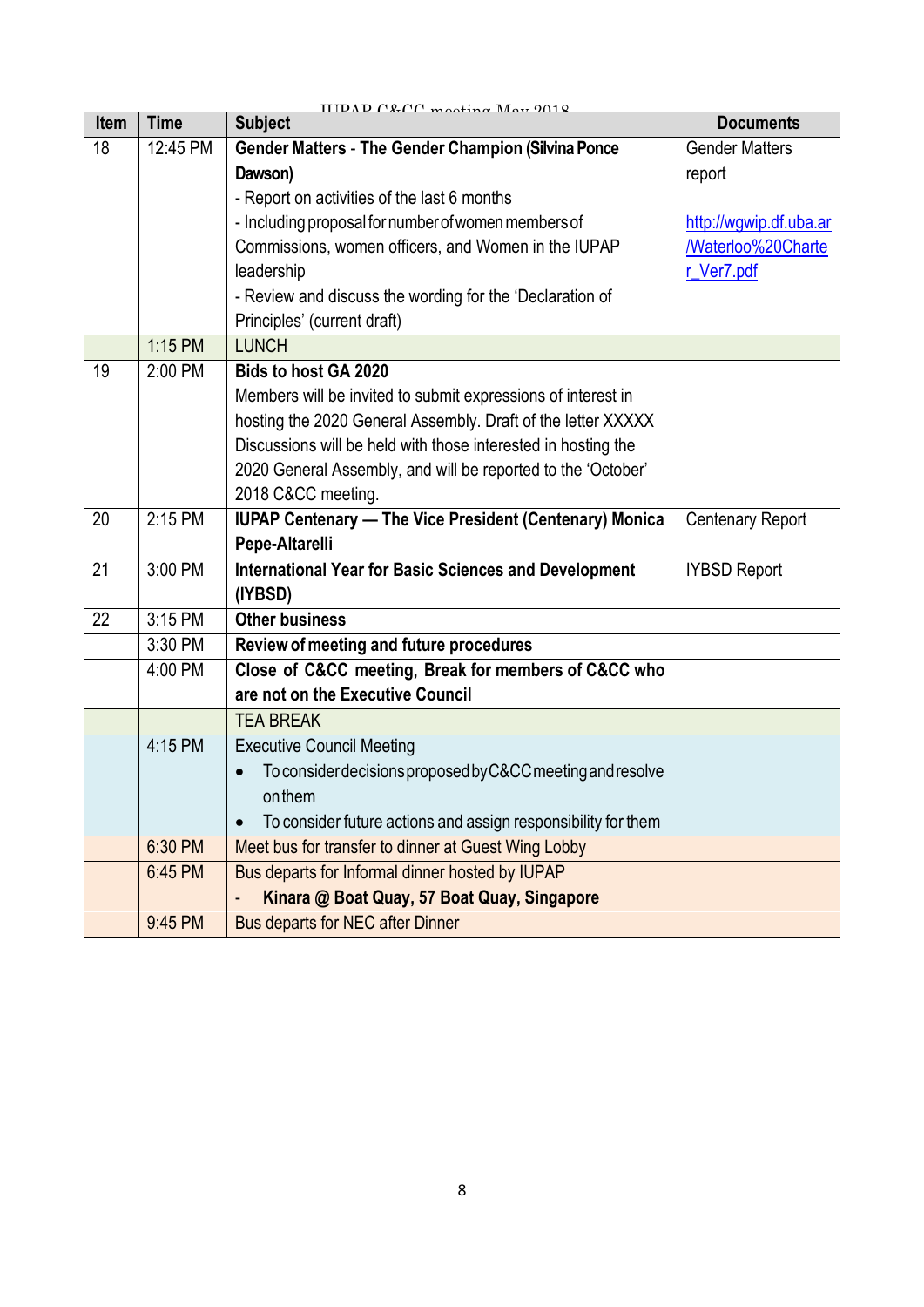| Item | Time | Subject | Documents |
|---|---|---|---|
| 18 | 12:45 PM | **Gender Matters - The Gender Champion (Silvina Ponce Dawson)**<br>- Report on activities of the last 6 months<br>- Including proposal for number of women members of Commissions, women officers, and Women in the IUPAP leadership<br>- Review and discuss the wording for the 'Declaration of Principles' (current draft) | Gender Matters report<br><br>http://wgwip.df.uba.ar/Waterloo%20Charter_Ver7.pdf |
| | 1:15 PM | LUNCH | |
| 19 | 2:00 PM | **Bids to host GA 2020**<br>Members will be invited to submit expressions of interest in hosting the 2020 General Assembly. Draft of the letter XXXXX Discussions will be held with those interested in hosting the 2020 General Assembly, and will be reported to the 'October' 2018 C&CC meeting. | |
| 20 | 2:15 PM | **IUPAP Centenary — The Vice President (Centenary) Monica Pepe-Altarelli** | Centenary Report |
| 21 | 3:00 PM | **International Year for Basic Sciences and Development (IYBSD)** | IYBSD Report |
| 22 | 3:15 PM | **Other business** | |
| | 3:30 PM | **Review of meeting and future procedures** | |
| | 4:00 PM | **Close of C&CC meeting, Break for members of C&CC who are not on the Executive Council** | |
| | | TEA BREAK | |
| | 4:15 PM | Executive Council Meeting<br>• To consider decisions proposed by C&CC meeting and resolve on them<br>• To consider future actions and assign responsibility for them | |
| | 6:30 PM | Meet bus for transfer to dinner at Guest Wing Lobby | |
| | 6:45 PM | Bus departs for Informal dinner hosted by IUPAP<br>- **Kinara @ Boat Quay, 57 Boat Quay, Singapore** | |
| | 9:45 PM | Bus departs for NEC after Dinner | |